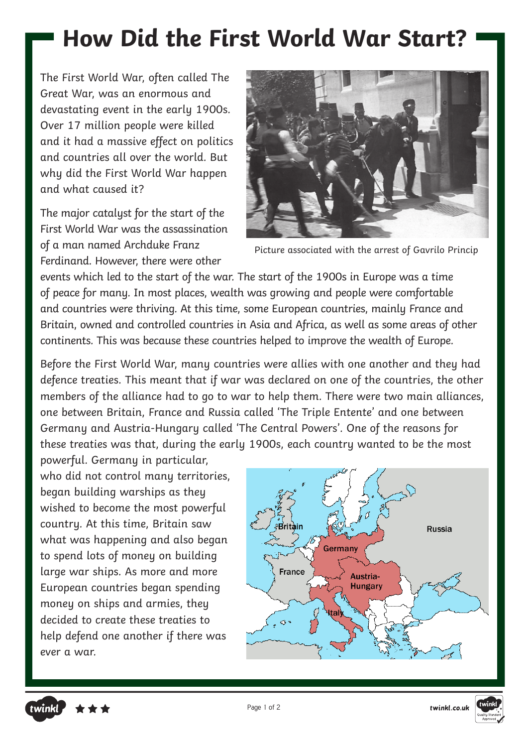# How Did the First World War Start?

The First World War, often called The Great War, was an enormous and devastating event in the early 1900s. Over 17 million people were killed and it had a massive effect on politics and countries all over the world. But why did the First World War happen and what caused it?

Picture associated with the arrest of Gavrilo Princip

The major catalyst for the start of the First World War was the assassination of a man named Archduke Franz Ferdinand. However, there were other events which led to the start of the war. The start of the 1900s in Europe was a time of peace for many. In most places, wealth was growing and people were comfortable and countries were thriving. At this time, some European countries, mainly France and Britain, owned and controlled countries in Asia and Africa, as well as some areas of other continents. This was because these countries helped to improve the wealth of Europe.

Before the First World War, many countries were allies with one another and they had defence treaties. This meant that if war was declared on one of the countries, the other members of the alliance had to go to war to help them. There were two main alliances, one between Britain, France and Russia called 'The Triple Entente' and one between Germany and Austria-Hungary called 'The Central Powers'. One of the reasons for these treaties was that, during the early 1900s, each country wanted to be the most powerful. Germany in particular, who did not control many territories, began building warships as they wished to become the most powerful country. At this time, Britain saw what was happening and also began to spend lots of money on building large war ships. As more and more European countries began spending money on ships and armies, they decided to create these treaties to help defend one another if there was ever a war.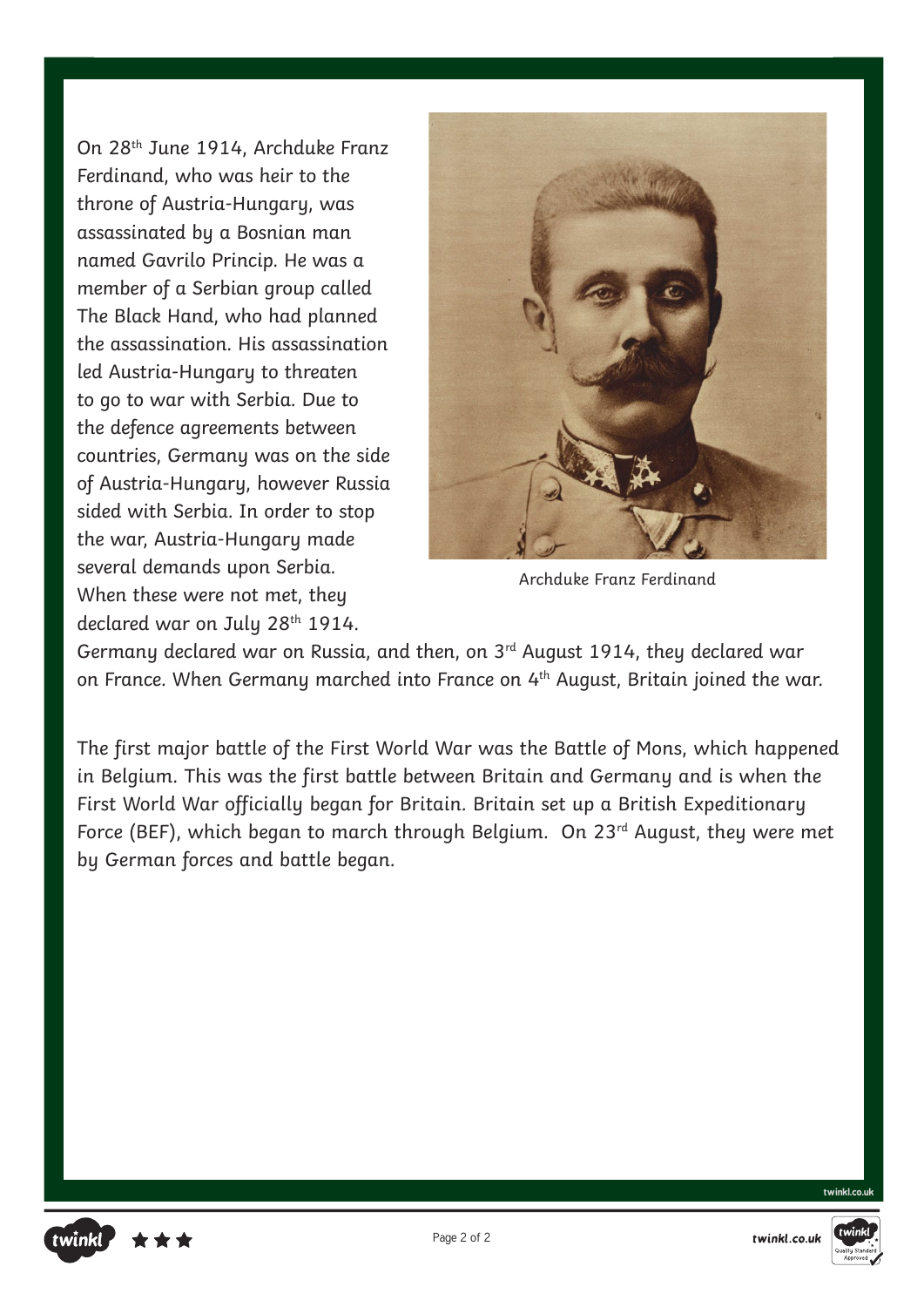On 28th June 1914, Archduke Franz Ferdinand, who was heir to the throne of Austria-Hungary, was assassinated by a Bosnian man named Gavrilo Princip. He was a member of a Serbian group called The Black Hand, who had planned the assassination. His assassination led Austria-Hungary to threaten to go to war with Serbia. Due to the defence agreements between countries, Germany was on the side of Austria-Hungary, however Russia sided with Serbia. In order to stop the war, Austria-Hungary made several demands upon Serbia. When these were not met, they declared war on July 28th 1914. Germany declared war on Russia, and then, on 3rd August 1914, they declared war on France. When Germany marched into France on 4th August, Britain joined the war.

Archduke Franz Ferdinand

The first major battle of the First World War was the Battle of Mons, which happened in Belgium. This was the first battle between Britain and Germany and is when the First World War officially began for Britain. Britain set up a British Expeditionary Force (BEF), which began to march through Belgium. On 23rd August, they were met by German forces and battle began.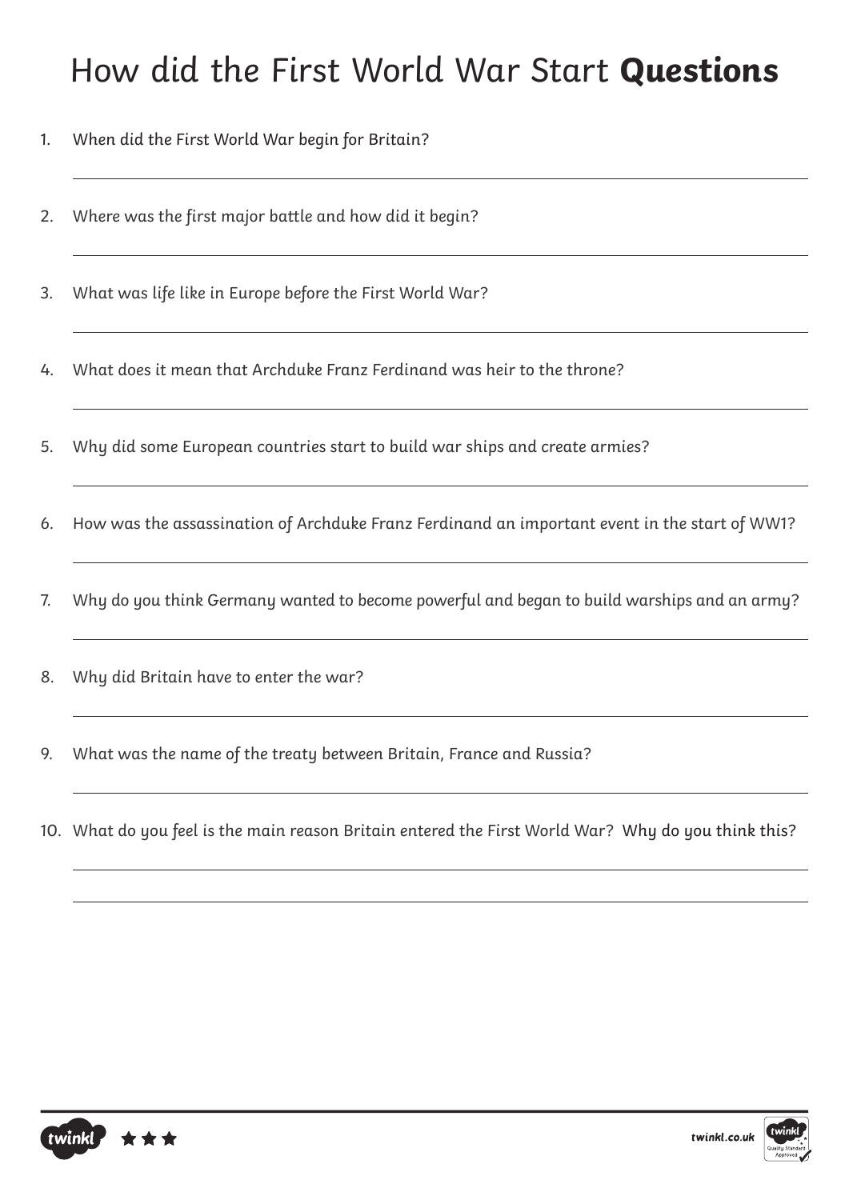# How did the First World War Start **Questions**

1. When did the First World War begin for Britain?

2. Where was the first major battle and how did it begin?

3. What was life like in Europe before the First World War?

4. What does it mean that Archduke Franz Ferdinand was heir to the throne?

5. Why did some European countries start to build war ships and create armies?

6. How was the assassination of Archduke Franz Ferdinand an important event in the start of WW1?

7. Why do you think Germany wanted to become powerful and began to build warships and an army?

8. Why did Britain have to enter the war?

9. What was the name of the treaty between Britain, France and Russia?

10. What do you feel is the main reason Britain entered the First World War? Why do you think this?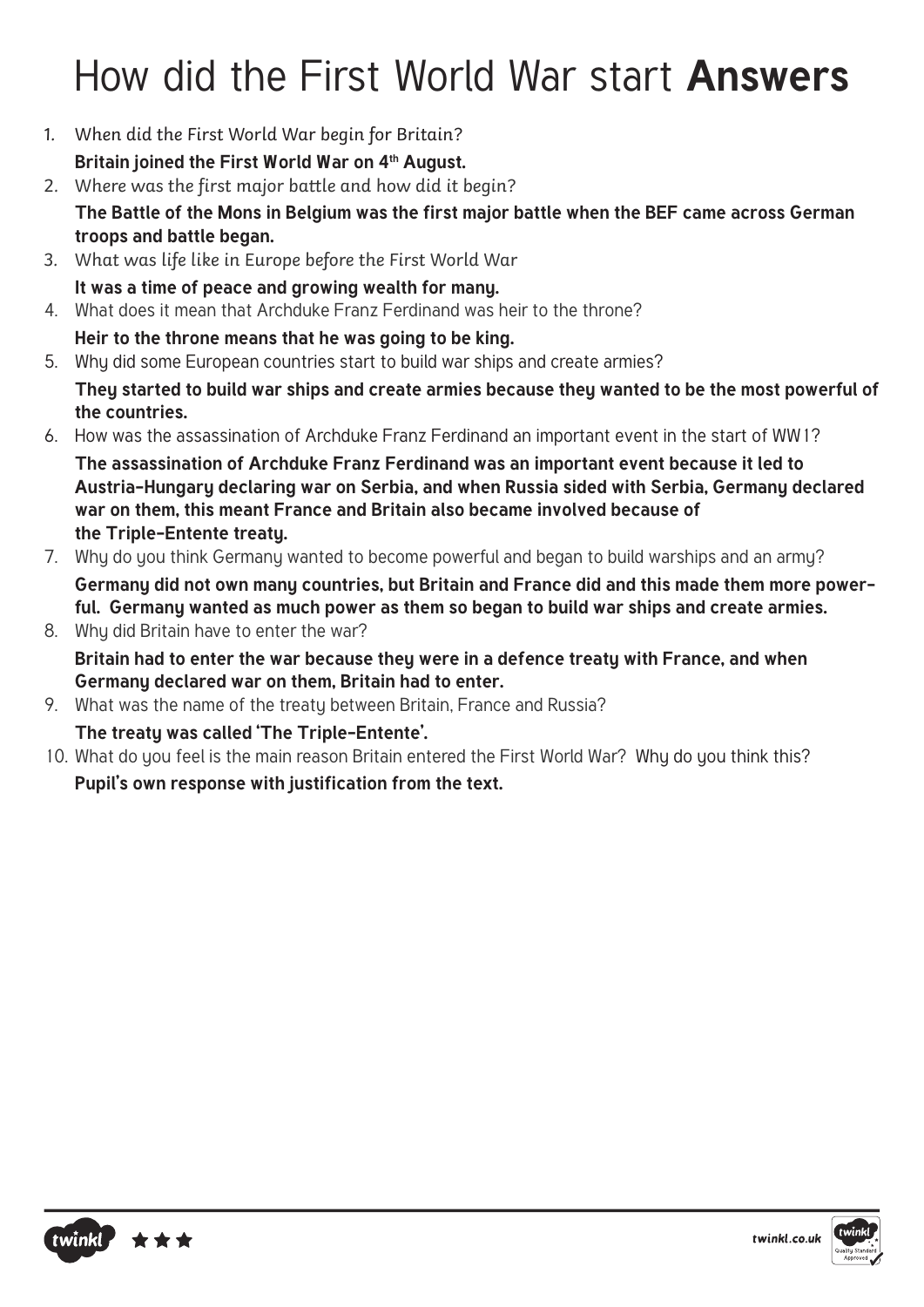# How did the First World War start **Answers**

1. When did the First World War begin for Britain?

   **Britain joined the First World War on 4th August.**

2. Where was the first major battle and how did it begin?

   **The Battle of the Mons in Belgium was the first major battle when the BEF came across German troops and battle began.**

3. What was life like in Europe before the First World War

   **It was a time of peace and growing wealth for many.**

4. What does it mean that Archduke Franz Ferdinand was heir to the throne?

   **Heir to the throne means that he was going to be king.**

5. Why did some European countries start to build war ships and create armies?

   **They started to build war ships and create armies because they wanted to be the most powerful of the countries.**

6. How was the assassination of Archduke Franz Ferdinand an important event in the start of WW1?

   **The assassination of Archduke Franz Ferdinand was an important event because it led to Austria-Hungary declaring war on Serbia, and when Russia sided with Serbia, Germany declared war on them, this meant France and Britain also became involved because of the Triple-Entente treaty.**

7. Why do you think Germany wanted to become powerful and began to build warships and an army?

   **Germany did not own many countries, but Britain and France did and this made them more powerful. Germany wanted as much power as them so began to build war ships and create armies.**

8. Why did Britain have to enter the war?

   **Britain had to enter the war because they were in a defence treaty with France, and when Germany declared war on them, Britain had to enter.**

9. What was the name of the treaty between Britain, France and Russia?

   **The treaty was called 'The Triple-Entente'.**

10. What do you feel is the main reason Britain entered the First World War? Why do you think this?

    **Pupil's own response with justification from the text.**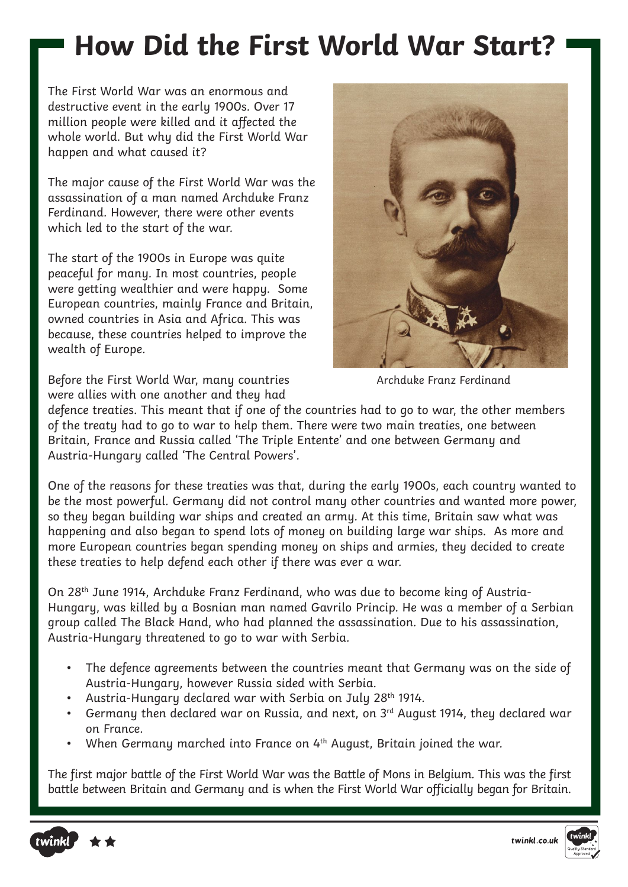# How Did the First World War Start?

The First World War was an enormous and destructive event in the early 1900s. Over 17 million people were killed and it affected the whole world. But why did the First World War happen and what caused it?

The major cause of the First World War was the assassination of a man named Archduke Franz Ferdinand. However, there were other events which led to the start of the war.

The start of the 1900s in Europe was quite peaceful for many. In most countries, people were getting wealthier and were happy. Some European countries, mainly France and Britain, owned countries in Asia and Africa. This was because, these countries helped to improve the wealth of Europe.

Archduke Franz Ferdinand

Before the First World War, many countries were allies with one another and they had defence treaties. This meant that if one of the countries had to go to war, the other members of the treaty had to go to war to help them. There were two main treaties, one between Britain, France and Russia called 'The Triple Entente' and one between Germany and Austria-Hungary called 'The Central Powers'.

One of the reasons for these treaties was that, during the early 1900s, each country wanted to be the most powerful. Germany did not control many other countries and wanted more power, so they began building war ships and created an army. At this time, Britain saw what was happening and also began to spend lots of money on building large war ships. As more and more European countries began spending money on ships and armies, they decided to create these treaties to help defend each other if there was ever a war.

On 28th June 1914, Archduke Franz Ferdinand, who was due to become king of Austria-Hungary, was killed by a Bosnian man named Gavrilo Princip. He was a member of a Serbian group called The Black Hand, who had planned the assassination. Due to his assassination, Austria-Hungary threatened to go to war with Serbia.

- The defence agreements between the countries meant that Germany was on the side of Austria-Hungary, however Russia sided with Serbia.
- Austria-Hungary declared war with Serbia on July 28th 1914.
- Germany then declared war on Russia, and next, on 3rd August 1914, they declared war on France.
- When Germany marched into France on 4th August, Britain joined the war.

The first major battle of the First World War was the Battle of Mons in Belgium. This was the first battle between Britain and Germany and is when the First World War officially began for Britain.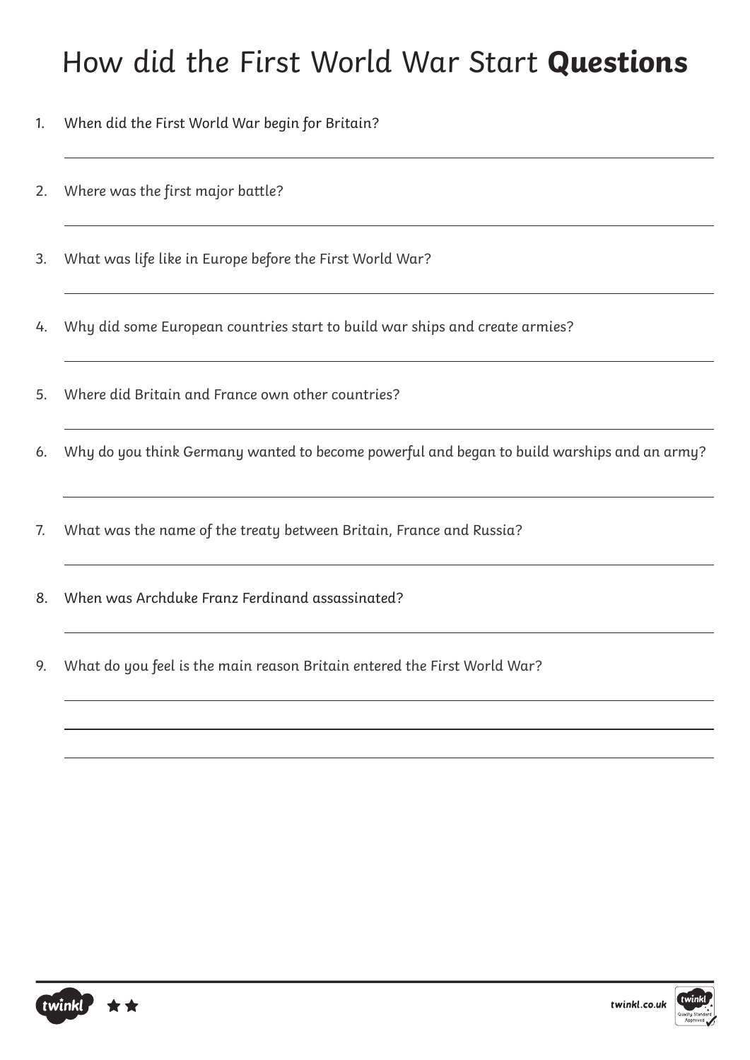# How did the First World War Start **Questions**

1. When did the First World War begin for Britain?

2. Where was the first major battle?

3. What was life like in Europe before the First World War?

4. Why did some European countries start to build war ships and create armies?

5. Where did Britain and France own other countries?

6. Why do you think Germany wanted to become powerful and began to build warships and an army?

7. What was the name of the treaty between Britain, France and Russia?

8. When was Archduke Franz Ferdinand assassinated?

9. What do you feel is the main reason Britain entered the First World War?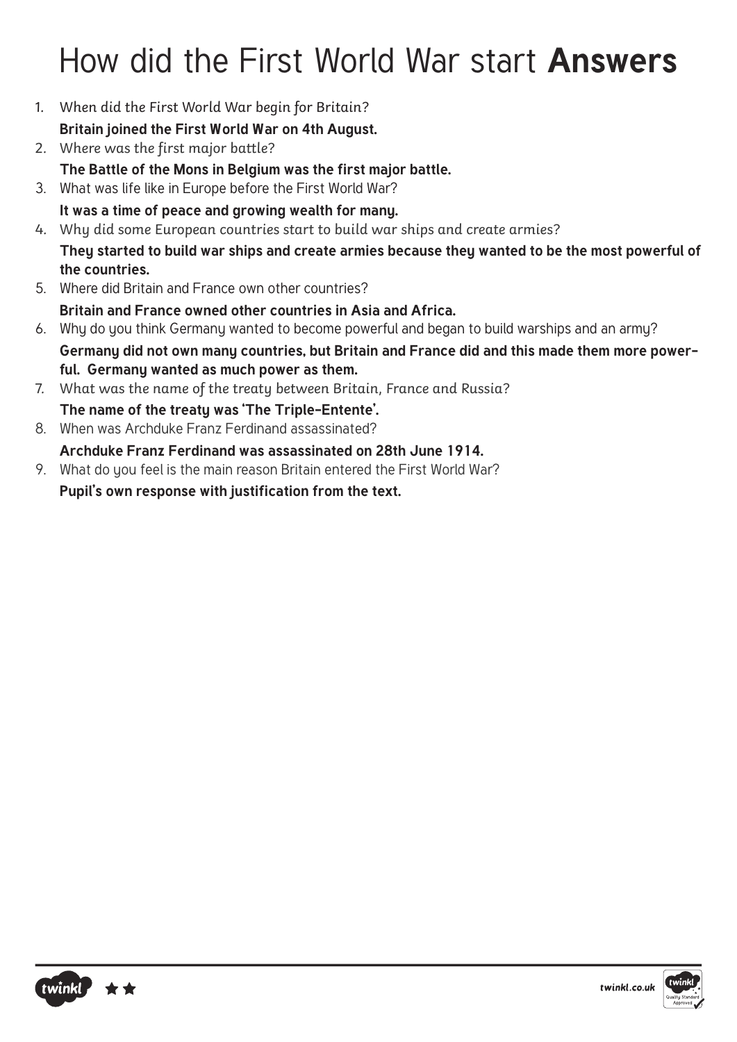# How did the First World War start **Answers**

1. When did the First World War begin for Britain?
   **Britain joined the First World War on 4th August.**
2. Where was the first major battle?
   **The Battle of the Mons in Belgium was the first major battle.**
3. What was life like in Europe before the First World War?
   **It was a time of peace and growing wealth for many.**
4. Why did some European countries start to build war ships and create armies?
   **They started to build war ships and create armies because they wanted to be the most powerful of the countries.**
5. Where did Britain and France own other countries?
   **Britain and France owned other countries in Asia and Africa.**
6. Why do you think Germany wanted to become powerful and began to build warships and an army?
   **Germany did not own many countries, but Britain and France did and this made them more powerful. Germany wanted as much power as them.**
7. What was the name of the treaty between Britain, France and Russia?
   **The name of the treaty was 'The Triple-Entente'.**
8. When was Archduke Franz Ferdinand assassinated?
   **Archduke Franz Ferdinand was assassinated on 28th June 1914.**
9. What do you feel is the main reason Britain entered the First World War?
   **Pupil's own response with justification from the text.**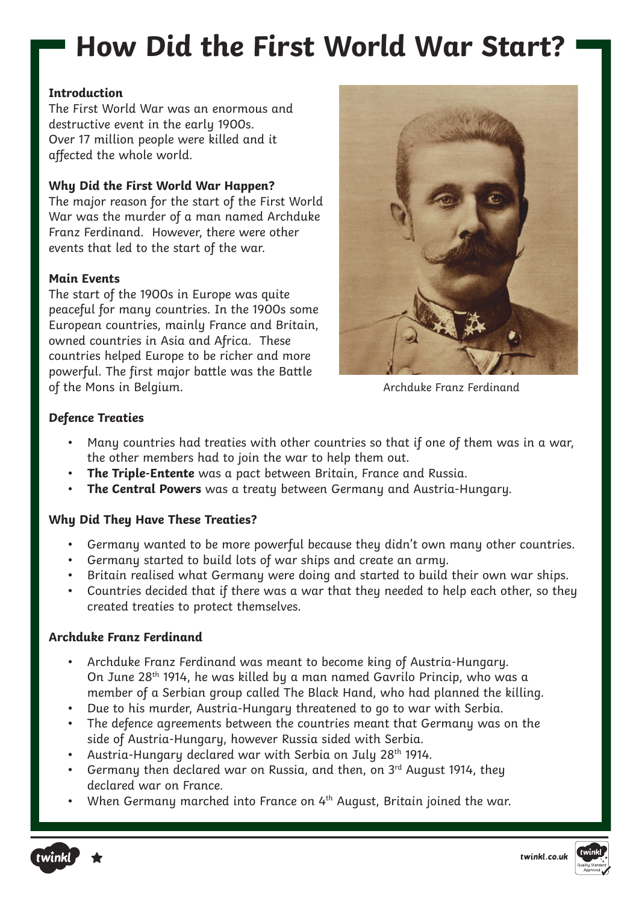# How Did the First World War Start?

**Introduction**

The First World War was an enormous and destructive event in the early 1900s. Over 17 million people were killed and it affected the whole world.

**Why Did the First World War Happen?**

The major reason for the start of the First World War was the murder of a man named Archduke Franz Ferdinand. However, there were other events that led to the start of the war.

**Main Events**

The start of the 1900s in Europe was quite peaceful for many countries. In the 1900s some European countries, mainly France and Britain, owned countries in Asia and Africa. These countries helped Europe to be richer and more powerful. The first major battle was the Battle of the Mons in Belgium.

Archduke Franz Ferdinand

**Defence Treaties**

- Many countries had treaties with other countries so that if one of them was in a war, the other members had to join the war to help them out.
- **The Triple-Entente** was a pact between Britain, France and Russia.
- **The Central Powers** was a treaty between Germany and Austria-Hungary.

**Why Did They Have These Treaties?**

- Germany wanted to be more powerful because they didn't own many other countries.
- Germany started to build lots of war ships and create an army.
- Britain realised what Germany were doing and started to build their own war ships.
- Countries decided that if there was a war that they needed to help each other, so they created treaties to protect themselves.

**Archduke Franz Ferdinand**

- Archduke Franz Ferdinand was meant to become king of Austria-Hungary. On June 28th 1914, he was killed by a man named Gavrilo Princip, who was a member of a Serbian group called The Black Hand, who had planned the killing.
- Due to his murder, Austria-Hungary threatened to go to war with Serbia.
- The defence agreements between the countries meant that Germany was on the side of Austria-Hungary, however Russia sided with Serbia.
- Austria-Hungary declared war with Serbia on July 28th 1914.
- Germany then declared war on Russia, and then, on 3rd August 1914, they declared war on France.
- When Germany marched into France on 4th August, Britain joined the war.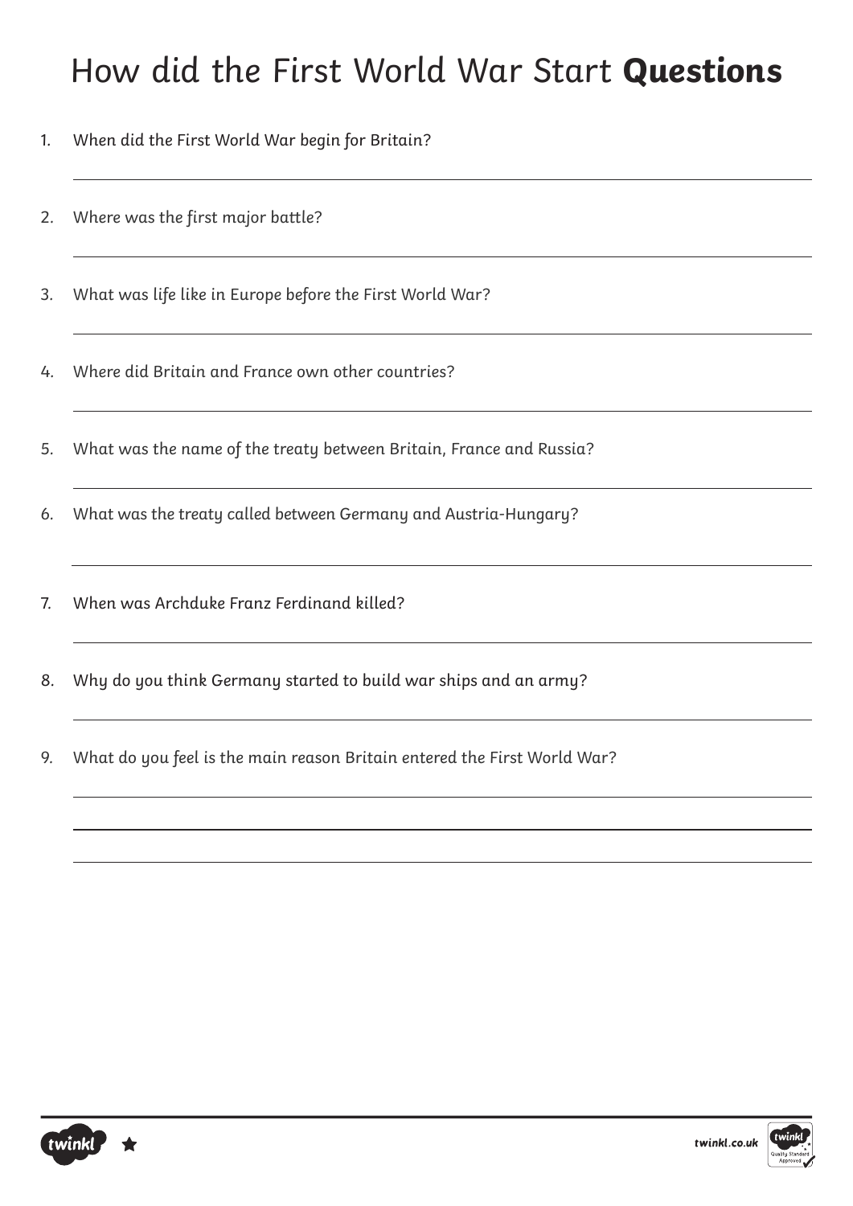# How did the First World War Start **Questions**

1. When did the First World War begin for Britain?

2. Where was the first major battle?

3. What was life like in Europe before the First World War?

4. Where did Britain and France own other countries?

5. What was the name of the treaty between Britain, France and Russia?

6. What was the treaty called between Germany and Austria-Hungary?

7. When was Archduke Franz Ferdinand killed?

8. Why do you think Germany started to build war ships and an army?

9. What do you feel is the main reason Britain entered the First World War?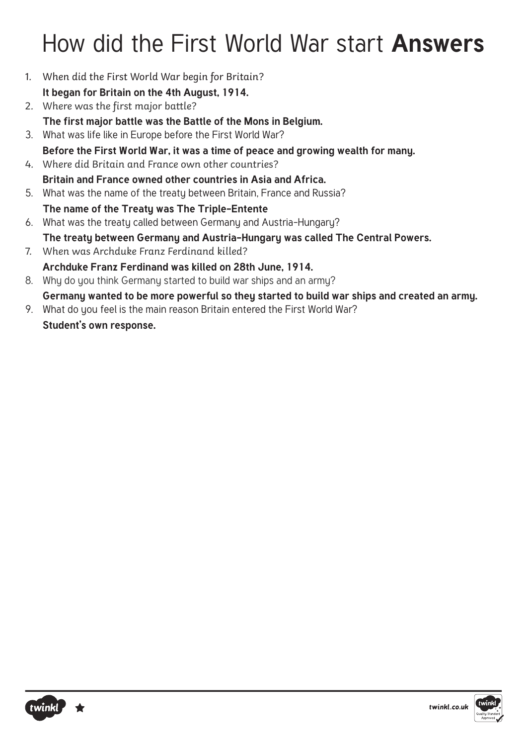# How did the First World War start **Answers**

1. When did the First World War begin for Britain?
   **It began for Britain on the 4th August, 1914.**
2. Where was the first major battle?
   **The first major battle was the Battle of the Mons in Belgium.**
3. What was life like in Europe before the First World War?
   **Before the First World War, it was a time of peace and growing wealth for many.**
4. Where did Britain and France own other countries?
   **Britain and France owned other countries in Asia and Africa.**
5. What was the name of the treaty between Britain, France and Russia?
   **The name of the Treaty was The Triple-Entente**
6. What was the treaty called between Germany and Austria-Hungary?
   **The treaty between Germany and Austria-Hungary was called The Central Powers.**
7. When was Archduke Franz Ferdinand killed?
   **Archduke Franz Ferdinand was killed on 28th June, 1914.**
8. Why do you think Germany started to build war ships and an army?
   **Germany wanted to be more powerful so they started to build war ships and created an army.**
9. What do you feel is the main reason Britain entered the First World War?
   **Student's own response.**